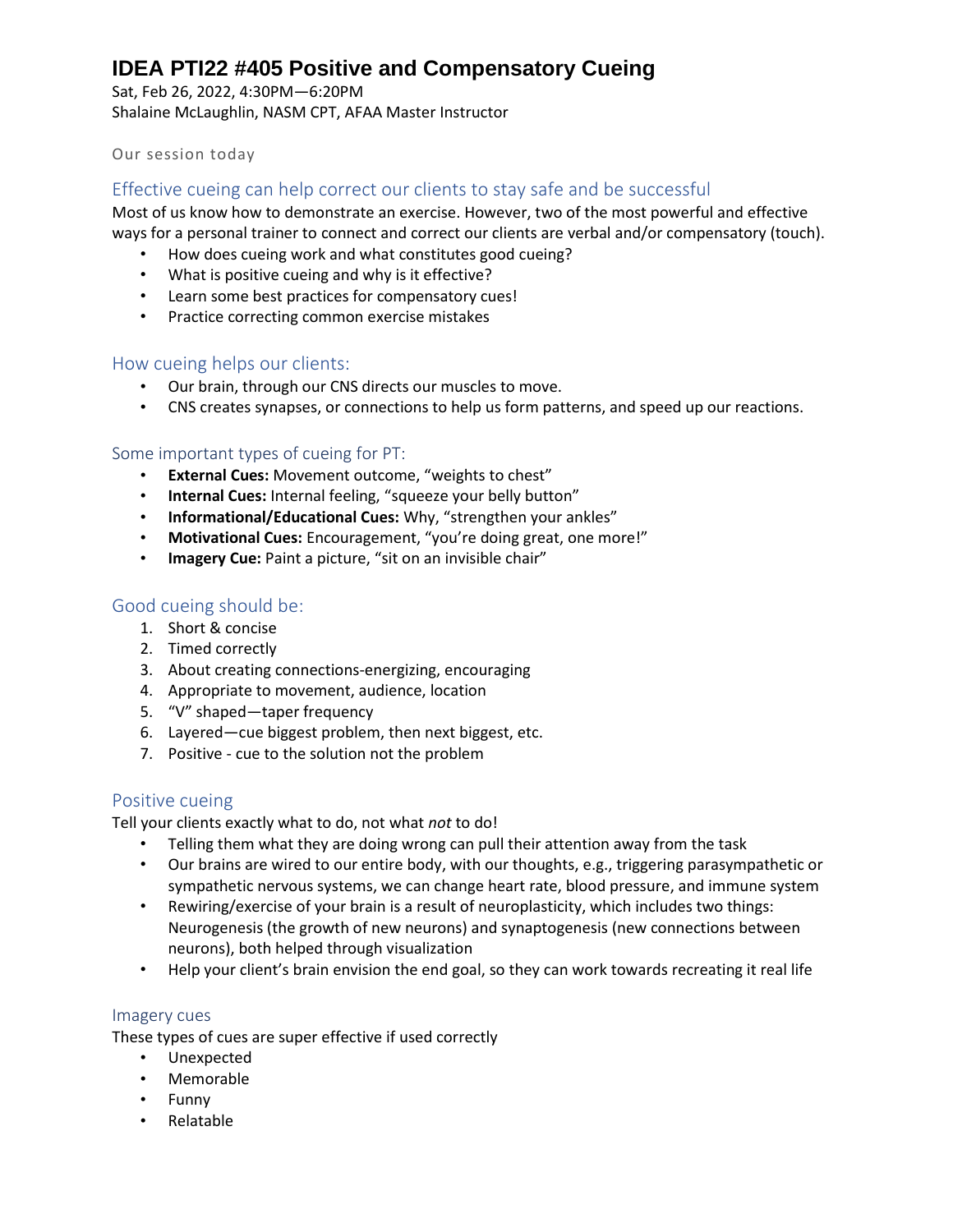# IDEA PTI22 #405 Positive and Compensatory Cueing

Sat, Feb 26, 2022, 4:30PM—6:20PM
Shalaine McLaughlin, NASM CPT, AFAA Master Instructor

Our session today

## Effective cueing can help correct our clients to stay safe and be successful

Most of us know how to demonstrate an exercise. However, two of the most powerful and effective ways for a personal trainer to connect and correct our clients are verbal and/or compensatory (touch).

- How does cueing work and what constitutes good cueing?
- What is positive cueing and why is it effective?
- Learn some best practices for compensatory cues!
- Practice correcting common exercise mistakes

## How cueing helps our clients:

- Our brain, through our CNS directs our muscles to move.
- CNS creates synapses, or connections to help us form patterns, and speed up our reactions.

### Some important types of cueing for PT:

- **External Cues:** Movement outcome, "weights to chest"
- **Internal Cues:** Internal feeling, "squeeze your belly button"
- **Informational/Educational Cues:** Why, "strengthen your ankles"
- **Motivational Cues:** Encouragement, "you're doing great, one more!"
- **Imagery Cue:** Paint a picture, "sit on an invisible chair"

## Good cueing should be:

1. Short & concise
2. Timed correctly
3. About creating connections-energizing, encouraging
4. Appropriate to movement, audience, location
5. "V" shaped—taper frequency
6. Layered—cue biggest problem, then next biggest, etc.
7. Positive - cue to the solution not the problem

## Positive cueing

Tell your clients exactly what to do, not what *not* to do!

- Telling them what they are doing wrong can pull their attention away from the task
- Our brains are wired to our entire body, with our thoughts, e.g., triggering parasympathetic or sympathetic nervous systems, we can change heart rate, blood pressure, and immune system
- Rewiring/exercise of your brain is a result of neuroplasticity, which includes two things: Neurogenesis (the growth of new neurons) and synaptogenesis (new connections between neurons), both helped through visualization
- Help your client's brain envision the end goal, so they can work towards recreating it real life

### Imagery cues

These types of cues are super effective if used correctly

- Unexpected
- Memorable
- Funny
- Relatable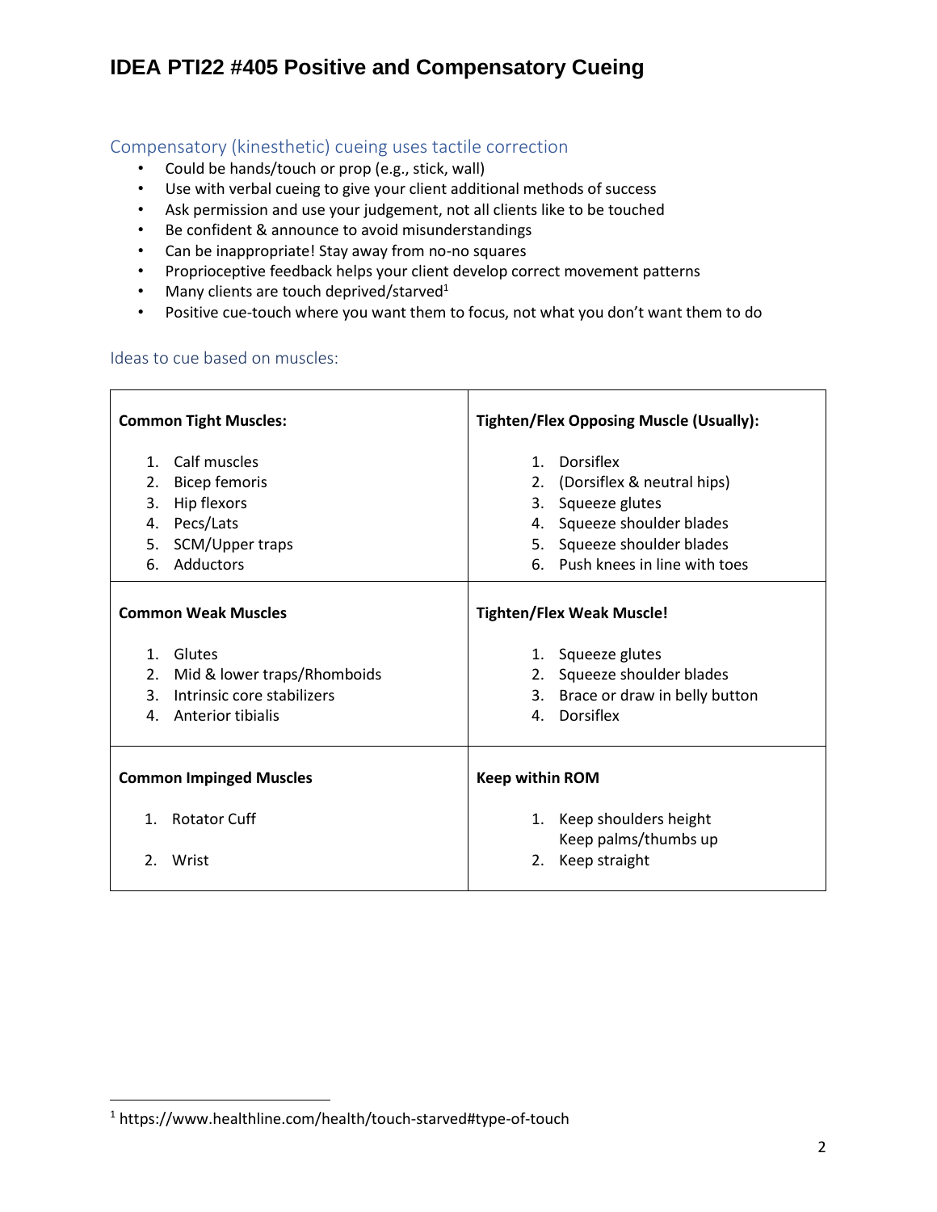## Compensatory (kinesthetic) cueing uses tactile correction

- Could be hands/touch or prop (e.g., stick, wall)
- Use with verbal cueing to give your client additional methods of success
- Ask permission and use your judgement, not all clients like to be touched
- Be confident & announce to avoid misunderstandings
- Can be inappropriate! Stay away from no-no squares
- Proprioceptive feedback helps your client develop correct movement patterns
- Many clients are touch deprived/starved[1]
- Positive cue-touch where you want them to focus, not what you don't want them to do

### Ideas to cue based on muscles:

| **Common Tight Muscles:** | **Tighten/Flex Opposing Muscle (Usually):** |
|---|---|
| 1. Calf muscles | 1. Dorsiflex |
| 2. Bicep femoris | 2. (Dorsiflex & neutral hips) |
| 3. Hip flexors | 3. Squeeze glutes |
| 4. Pecs/Lats | 4. Squeeze shoulder blades |
| 5. SCM/Upper traps | 5. Squeeze shoulder blades |
| 6. Adductors | 6. Push knees in line with toes |
| **Common Weak Muscles** | **Tighten/Flex Weak Muscle!** |
| 1. Glutes | 1. Squeeze glutes |
| 2. Mid & lower traps/Rhomboids | 2. Squeeze shoulder blades |
| 3. Intrinsic core stabilizers | 3. Brace or draw in belly button |
| 4. Anterior tibialis | 4. Dorsiflex |
| **Common Impinged Muscles** | **Keep within ROM** |
| 1. Rotator Cuff | 1. Keep shoulders height<br>Keep palms/thumbs up |
| 2. Wrist | 2. Keep straight |

[1] https://www.healthline.com/health/touch-starved#type-of-touch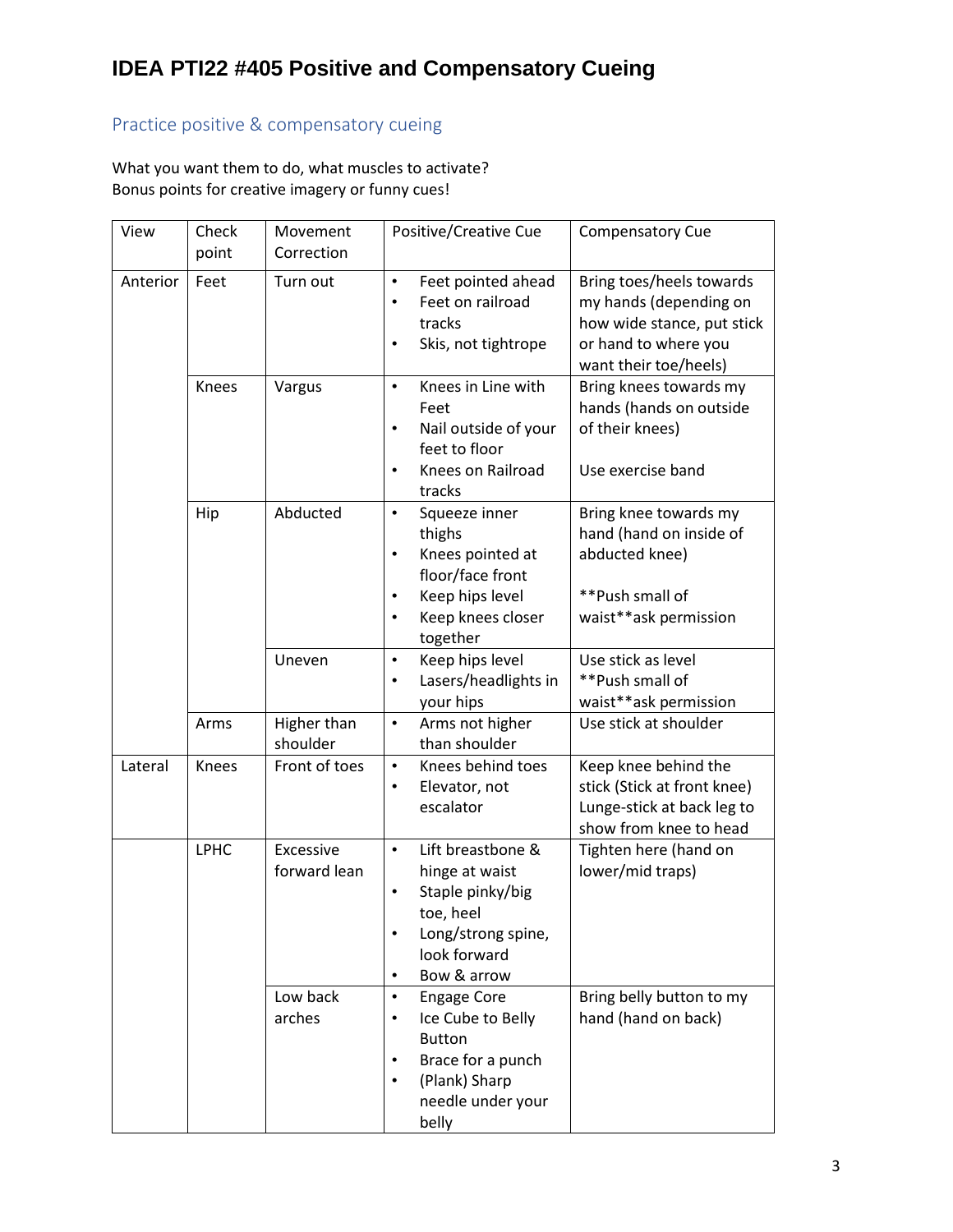# IDEA PTI22 #405 Positive and Compensatory Cueing

## Practice positive & compensatory cueing

What you want them to do, what muscles to activate?
Bonus points for creative imagery or funny cues!

| View | Check point | Movement Correction | Positive/Creative Cue | Compensatory Cue |
|---|---|---|---|---|
| Anterior | Feet | Turn out | • Feet pointed ahead<br>• Feet on railroad tracks<br>• Skis, not tightrope | Bring toes/heels towards my hands (depending on how wide stance, put stick or hand to where you want their toe/heels) |
| | Knees | Vargus | • Knees in Line with Feet<br>• Nail outside of your feet to floor<br>• Knees on Railroad tracks | Bring knees towards my hands (hands on outside of their knees)<br><br>Use exercise band |
| | Hip | Abducted | • Squeeze inner thighs<br>• Knees pointed at floor/face front<br>• Keep hips level<br>• Keep knees closer together | Bring knee towards my hand (hand on inside of abducted knee)<br><br>**Push small of waist**ask permission |
| | | Uneven | • Keep hips level<br>• Lasers/headlights in your hips | Use stick as level<br>**Push small of waist**ask permission |
| | Arms | Higher than shoulder | • Arms not higher than shoulder | Use stick at shoulder |
| Lateral | Knees | Front of toes | • Knees behind toes<br>• Elevator, not escalator | Keep knee behind the stick (Stick at front knee)<br>Lunge-stick at back leg to show from knee to head |
| | LPHC | Excessive forward lean | • Lift breastbone & hinge at waist<br>• Staple pinky/big toe, heel<br>• Long/strong spine, look forward<br>• Bow & arrow | Tighten here (hand on lower/mid traps) |
| | | Low back arches | • Engage Core<br>• Ice Cube to Belly Button<br>• Brace for a punch<br>• (Plank) Sharp needle under your belly | Bring belly button to my hand (hand on back) |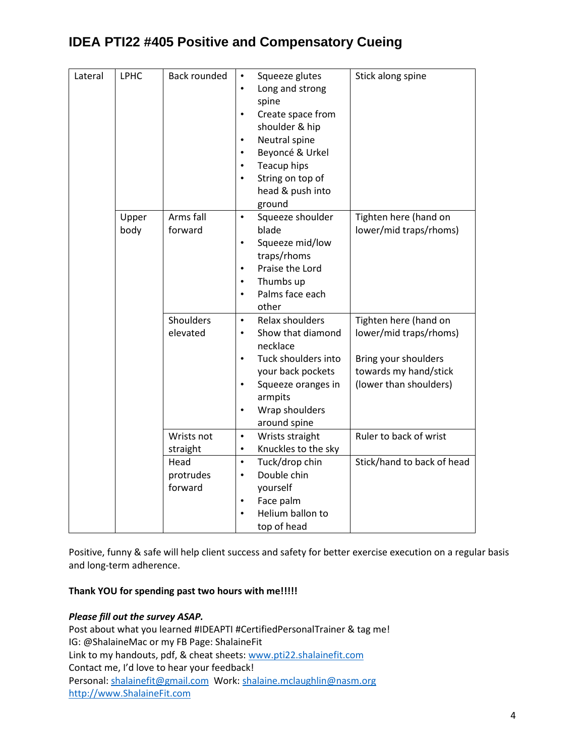# IDEA PTI22 #405 Positive and Compensatory Cueing

| | | | | |
|---|---|---|---|---|
| Lateral | LPHC | Back rounded | • Squeeze glutes<br>• Long and strong spine<br>• Create space from shoulder & hip<br>• Neutral spine<br>• Beyoncé & Urkel<br>• Teacup hips<br>• String on top of head & push into ground | Stick along spine |
| | Upper body | Arms fall forward | • Squeeze shoulder blade<br>• Squeeze mid/low traps/rhoms<br>• Praise the Lord<br>• Thumbs up<br>• Palms face each other | Tighten here (hand on lower/mid traps/rhoms) |
| | | Shoulders elevated | • Relax shoulders<br>• Show that diamond necklace<br>• Tuck shoulders into your back pockets<br>• Squeeze oranges in armpits<br>• Wrap shoulders around spine | Tighten here (hand on lower/mid traps/rhoms)<br><br>Bring your shoulders towards my hand/stick (lower than shoulders) |
| | | Wrists not straight | • Wrists straight<br>• Knuckles to the sky | Ruler to back of wrist |
| | | Head protrudes forward | • Tuck/drop chin<br>• Double chin yourself<br>• Face palm<br>• Helium ballon to top of head | Stick/hand to back of head |

Positive, funny & safe will help client success and safety for better exercise execution on a regular basis and long-term adherence.

**Thank YOU for spending past two hours with me!!!!!**

***Please fill out the survey ASAP.***

Post about what you learned #IDEAPTI #CertifiedPersonalTrainer & tag me!
IG: @ShalaineMac or my FB Page: ShalaineFit
Link to my handouts, pdf, & cheat sheets: www.pti22.shalainefit.com
Contact me, I'd love to hear your feedback!
Personal: shalainefit@gmail.com Work: shalaine.mclaughlin@nasm.org
http://www.ShalaineFit.com